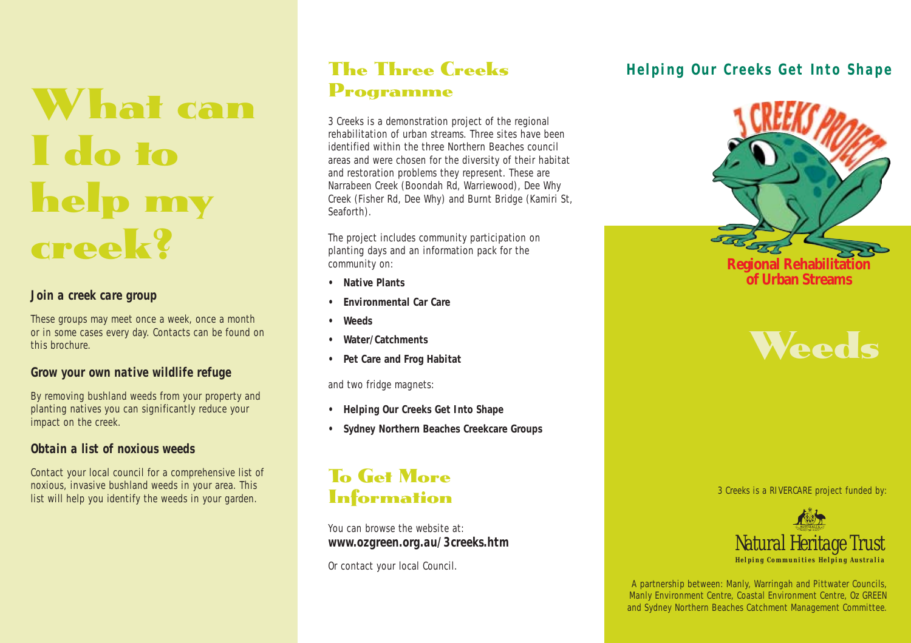# What can I do to help my creek?

### Join a creek care group

These groups may meet once a week, once a month or in some cases every day. Contacts can be found on this brochure.

### Grow your own native wildlife refuge

By removing bushland weeds from your property and planting natives you can significantly reduce your impact on the creek.

### Obtain a list of noxious weeds

Contact your local council for a comprehensive list of noxious, invasive bushland weeds in your area. This list will help you identify the weeds in your garden.

## The Three Creeks Programme

3 Creeks is a demonstration project of the regional rehabilitation of urban streams. Three sites have been identified within the three Northern Beaches council areas and were chosen for the diversity of their habitat and restoration problems they represent. These are Narrabeen Creek (Boondah Rd, Warriewood), Dee Why Creek (Fisher Rd, Dee Why) and Burnt Bridge (Kamiri St, Seaforth).

The project includes community participation on planting days and an information pack for the community on:

- **Native Plants**
- **Environmental Car Care**
- **Weeds**
- **Water/Catchments**
- **Pet Care and Frog Habitat**

and two fridge magnets:

- **Helping Our Creeks Get Into Shape**
- **Sydney Northern Beaches Creekcare Groups**

## To Get More Information

You can browse the website at:
**www.ozgreen.org.au/3creeks.htm**

Or contact your local Council.

## Helping Our Creeks Get Into Shape

3 CREEKS PROJECT

**Regional Rehabilitation of Urban Streams**

# Weeds

3 Creeks is a RIVERCARE project funded by:

Natural Heritage Trust
**Helping Communities Helping Australia**

A partnership between: Manly, Warringah and Pittwater Councils, Manly Environment Centre, Coastal Environment Centre, Oz GREEN and Sydney Northern Beaches Catchment Management Committee.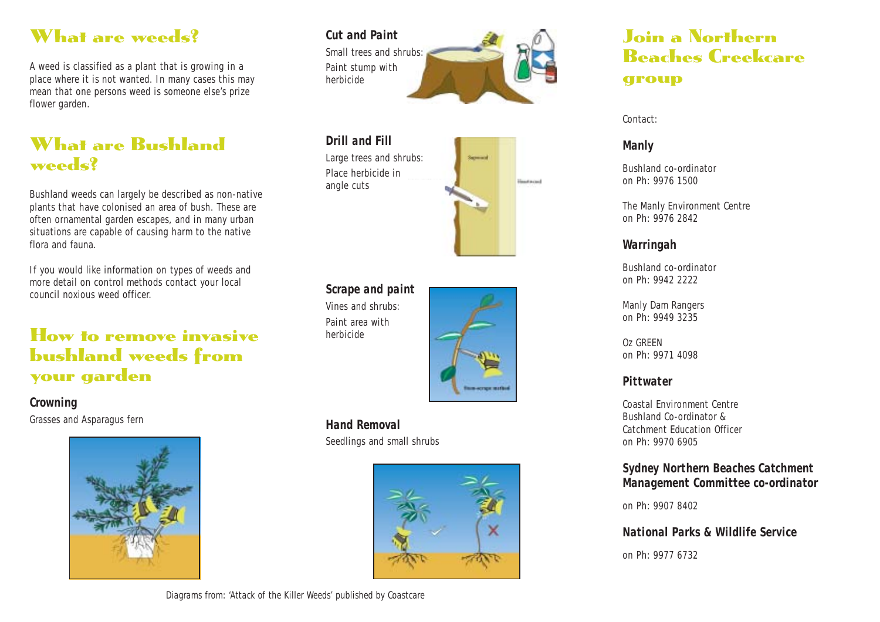## What are weeds?

A weed is classified as a plant that is growing in a place where it is not wanted. In many cases this may mean that one persons weed is someone else's prize flower garden.

## What are Bushland weeds?

Bushland weeds can largely be described as non-native plants that have colonised an area of bush. These are often ornamental garden escapes, and in many urban situations are capable of causing harm to the native flora and fauna.

If you would like information on types of weeds and more detail on control methods contact your local council noxious weed officer.

## How to remove invasive bushland weeds from your garden

**Crowning**

Grasses and Asparagus fern

**Cut and Paint**

Small trees and shrubs: Paint stump with herbicide

**Drill and Fill**

Large trees and shrubs: Place herbicide in angle cuts

**Scrape and paint**

Vines and shrubs: Paint area with herbicide

**Hand Removal**

Seedlings and small shrubs

Diagrams from: 'Attack of the Killer Weeds' published by Coastcare

## Join a Northern Beaches Creekcare group

Contact:

**Manly**

Bushland co-ordinator
on Ph: 9976 1500

The Manly Environment Centre
on Ph: 9976 2842

**Warringah**

Bushland co-ordinator
on Ph: 9942 2222

Manly Dam Rangers
on Ph: 9949 3235

Oz GREEN
on Ph: 9971 4098

**Pittwater**

Coastal Environment Centre
Bushland Co-ordinator &
Catchment Education Officer
on Ph: 9970 6905

**Sydney Northern Beaches Catchment Management Committee co-ordinator**

on Ph: 9907 8402

**National Parks & Wildlife Service**

on Ph: 9977 6732